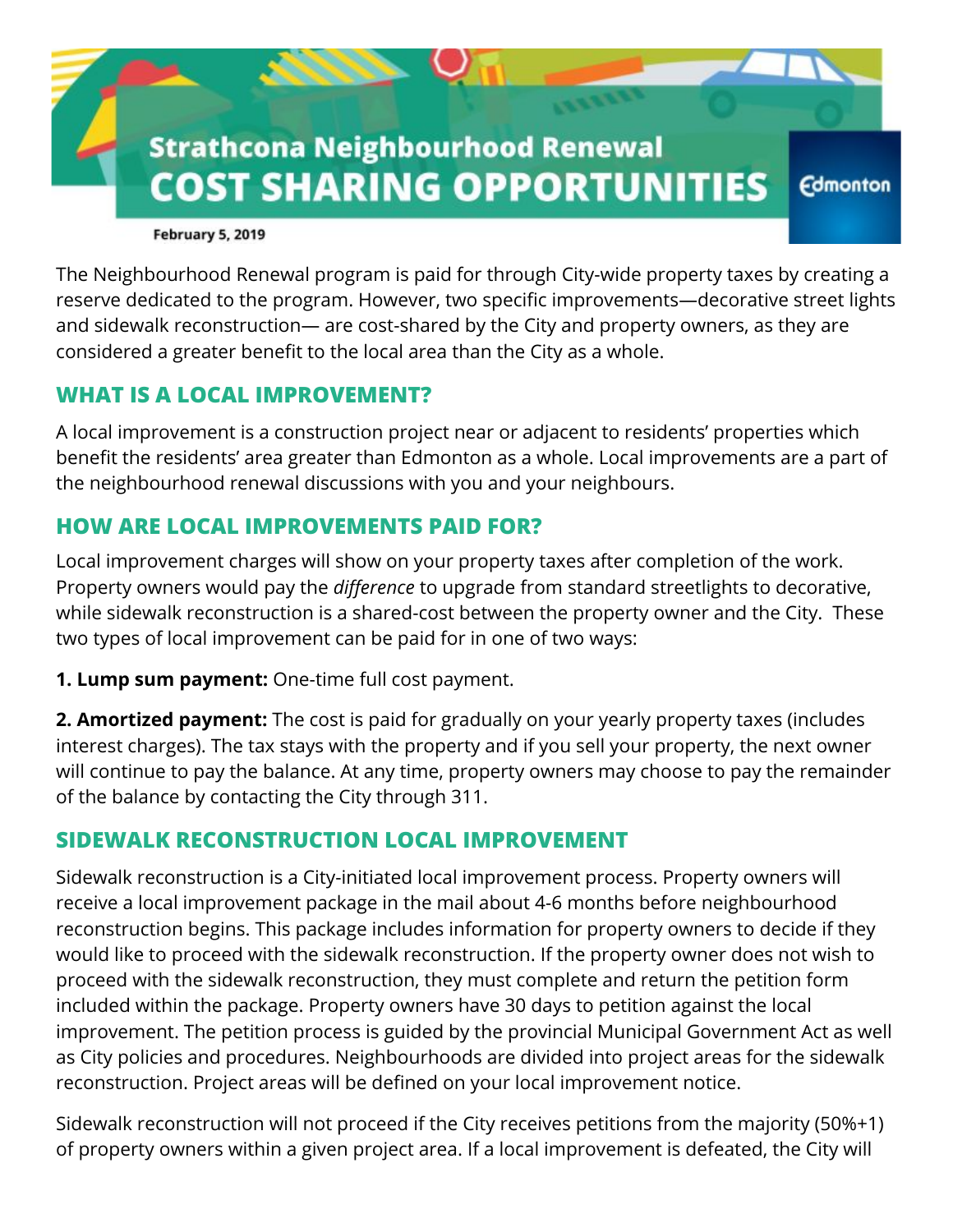# Strathcona Neighbourhood Renewal
# COST SHARING OPPORTUNITIES

Edmonton

**February 5, 2019**

The Neighbourhood Renewal program is paid for through City-wide property taxes by creating a reserve dedicated to the program. However, two specific improvements—decorative street lights and sidewalk reconstruction— are cost-shared by the City and property owners, as they are considered a greater benefit to the local area than the City as a whole.

## WHAT IS A LOCAL IMPROVEMENT?

A local improvement is a construction project near or adjacent to residents' properties which benefit the residents' area greater than Edmonton as a whole. Local improvements are a part of the neighbourhood renewal discussions with you and your neighbours.

## HOW ARE LOCAL IMPROVEMENTS PAID FOR?

Local improvement charges will show on your property taxes after completion of the work. Property owners would pay the *difference* to upgrade from standard streetlights to decorative, while sidewalk reconstruction is a shared-cost between the property owner and the City. These two types of local improvement can be paid for in one of two ways:

**1. Lump sum payment:** One-time full cost payment.

**2. Amortized payment:** The cost is paid for gradually on your yearly property taxes (includes interest charges). The tax stays with the property and if you sell your property, the next owner will continue to pay the balance. At any time, property owners may choose to pay the remainder of the balance by contacting the City through 311.

## SIDEWALK RECONSTRUCTION LOCAL IMPROVEMENT

Sidewalk reconstruction is a City-initiated local improvement process. Property owners will receive a local improvement package in the mail about 4-6 months before neighbourhood reconstruction begins. This package includes information for property owners to decide if they would like to proceed with the sidewalk reconstruction. If the property owner does not wish to proceed with the sidewalk reconstruction, they must complete and return the petition form included within the package. Property owners have 30 days to petition against the local improvement. The petition process is guided by the provincial Municipal Government Act as well as City policies and procedures. Neighbourhoods are divided into project areas for the sidewalk reconstruction. Project areas will be defined on your local improvement notice.

Sidewalk reconstruction will not proceed if the City receives petitions from the majority (50%+1) of property owners within a given project area. If a local improvement is defeated, the City will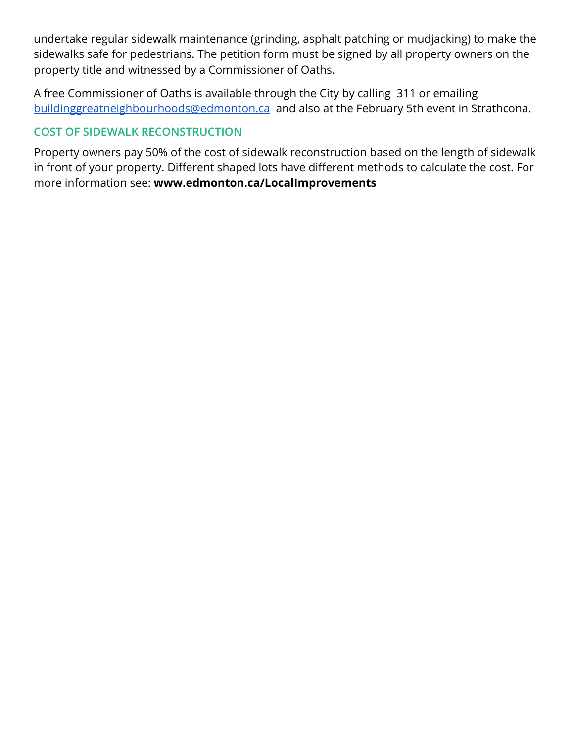undertake regular sidewalk maintenance (grinding, asphalt patching or mudjacking) to make the sidewalks safe for pedestrians. The petition form must be signed by all property owners on the property title and witnessed by a Commissioner of Oaths.

A free Commissioner of Oaths is available through the City by calling 311 or emailing [buildinggreatneighbourhoods@edmonton.ca](mailto:buildinggreatneighbourhoods@edmonton.ca) and also at the February 5th event in Strathcona.

### COST OF SIDEWALK RECONSTRUCTION

Property owners pay 50% of the cost of sidewalk reconstruction based on the length of sidewalk in front of your property. Different shaped lots have different methods to calculate the cost. For more information see: **www.edmonton.ca/LocalImprovements**